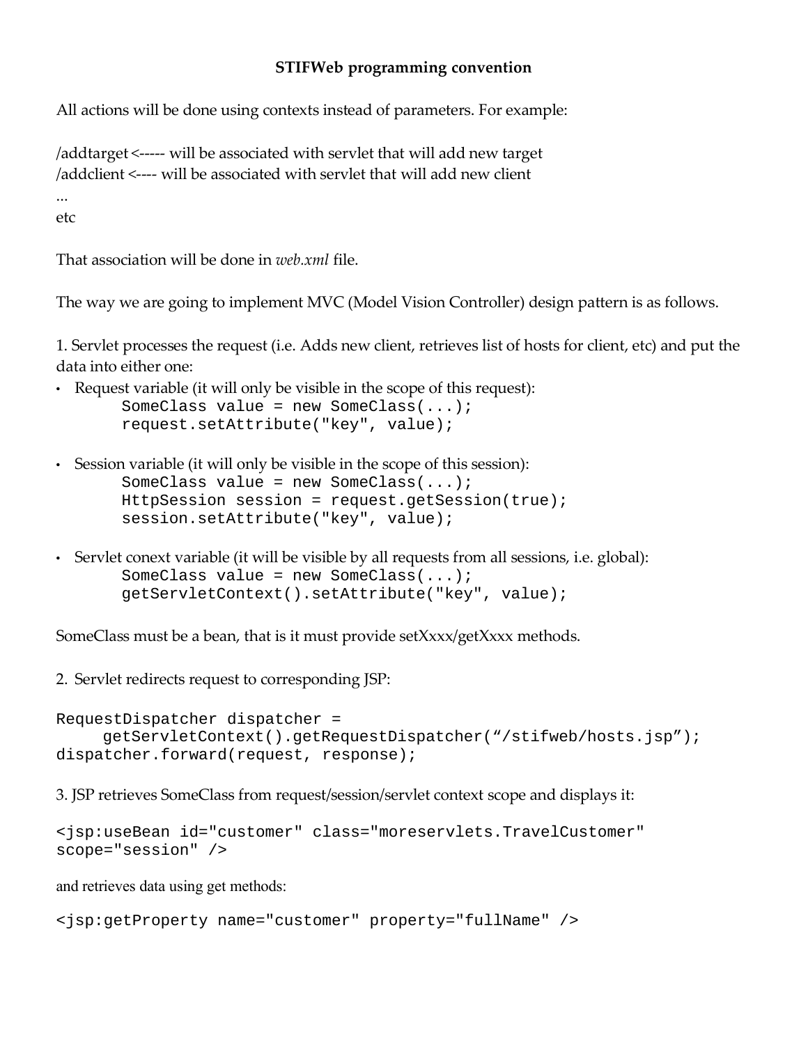# STIFWeb programming convention

All actions will be done using contexts instead of parameters. For example:

/addtarget <----- will be associated with servlet that will add new target
/addclient <---- will be associated with servlet that will add new client
...
etc

That association will be done in *web.xml* file.

The way we are going to implement MVC (Model Vision Controller) design pattern is as follows.

1. Servlet processes the request (i.e. Adds new client, retrieves list of hosts for client, etc) and put the data into either one:

- Request variable (it will only be visible in the scope of this request):
```
SomeClass value = new SomeClass(...);
request.setAttribute("key", value);
```

- Session variable (it will only be visible in the scope of this session):
```
SomeClass value = new SomeClass(...);
HttpSession session = request.getSession(true);
session.setAttribute("key", value);
```

- Servlet conext variable (it will be visible by all requests from all sessions, i.e. global):
```
SomeClass value = new SomeClass(...);
getServletContext().setAttribute("key", value);
```

SomeClass must be a bean, that is it must provide setXxxx/getXxxx methods.

2. Servlet redirects request to corresponding JSP:

```
RequestDispatcher dispatcher =
    getServletContext().getRequestDispatcher(“/stifweb/hosts.jsp”);
dispatcher.forward(request, response);
```

3. JSP retrieves SomeClass from request/session/servlet context scope and displays it:

```
<jsp:useBean id="customer" class="moreservlets.TravelCustomer"
scope="session" />
```

and retrieves data using get methods:

```
<jsp:getProperty name="customer" property="fullName" />
```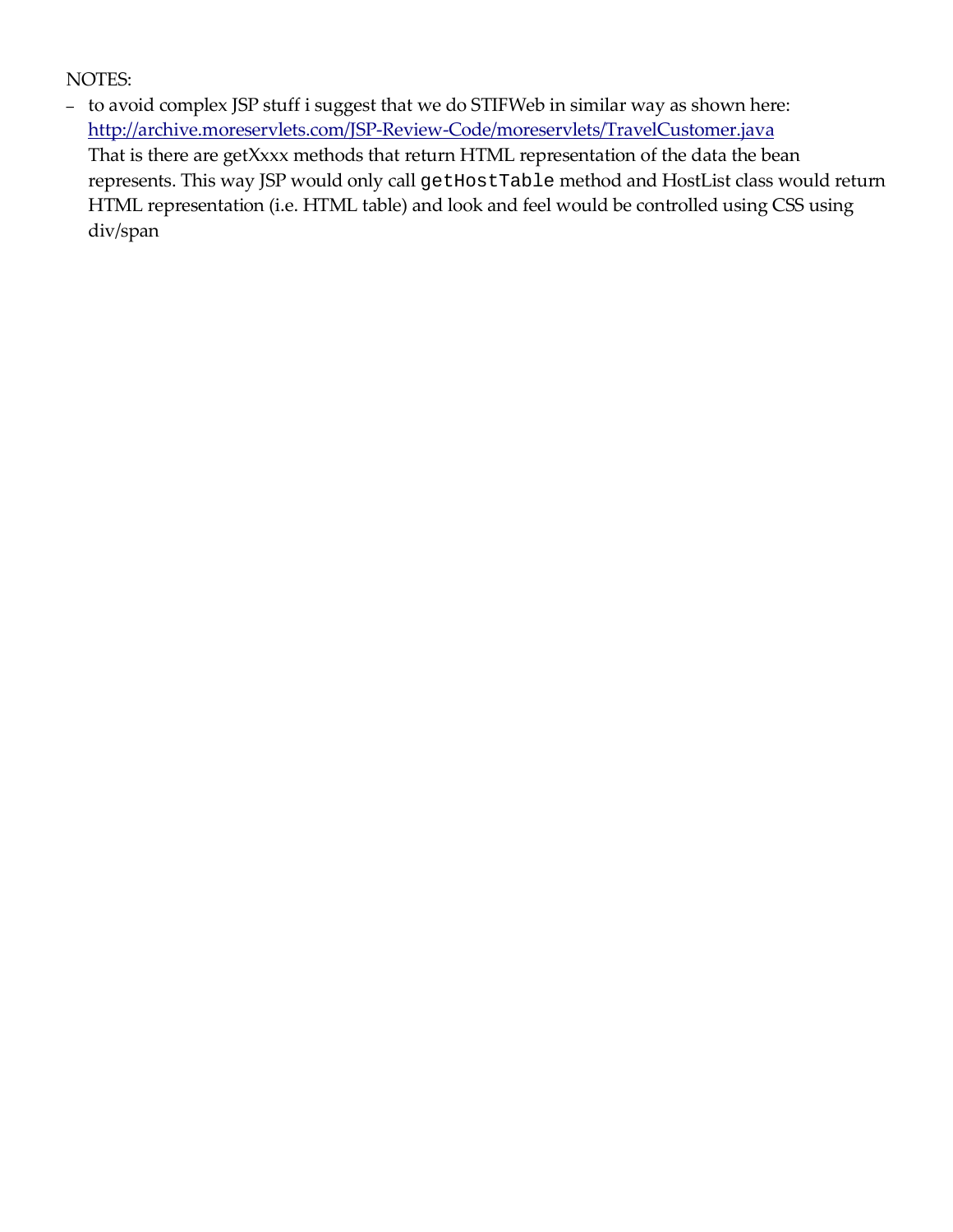NOTES:

- to avoid complex JSP stuff i suggest that we do STIFWeb in similar way as shown here: [http://archive.moreservlets.com/JSP-Review-Code/moreservlets/TravelCustomer.java](http://archive.moreservlets.com/JSP-Review-Code/moreservlets/TravelCustomer.java)
  That is there are getXxxx methods that return HTML representation of the data the bean represents. This way JSP would only call `getHostTable` method and HostList class would return HTML representation (i.e. HTML table) and look and feel would be controlled using CSS using div/span